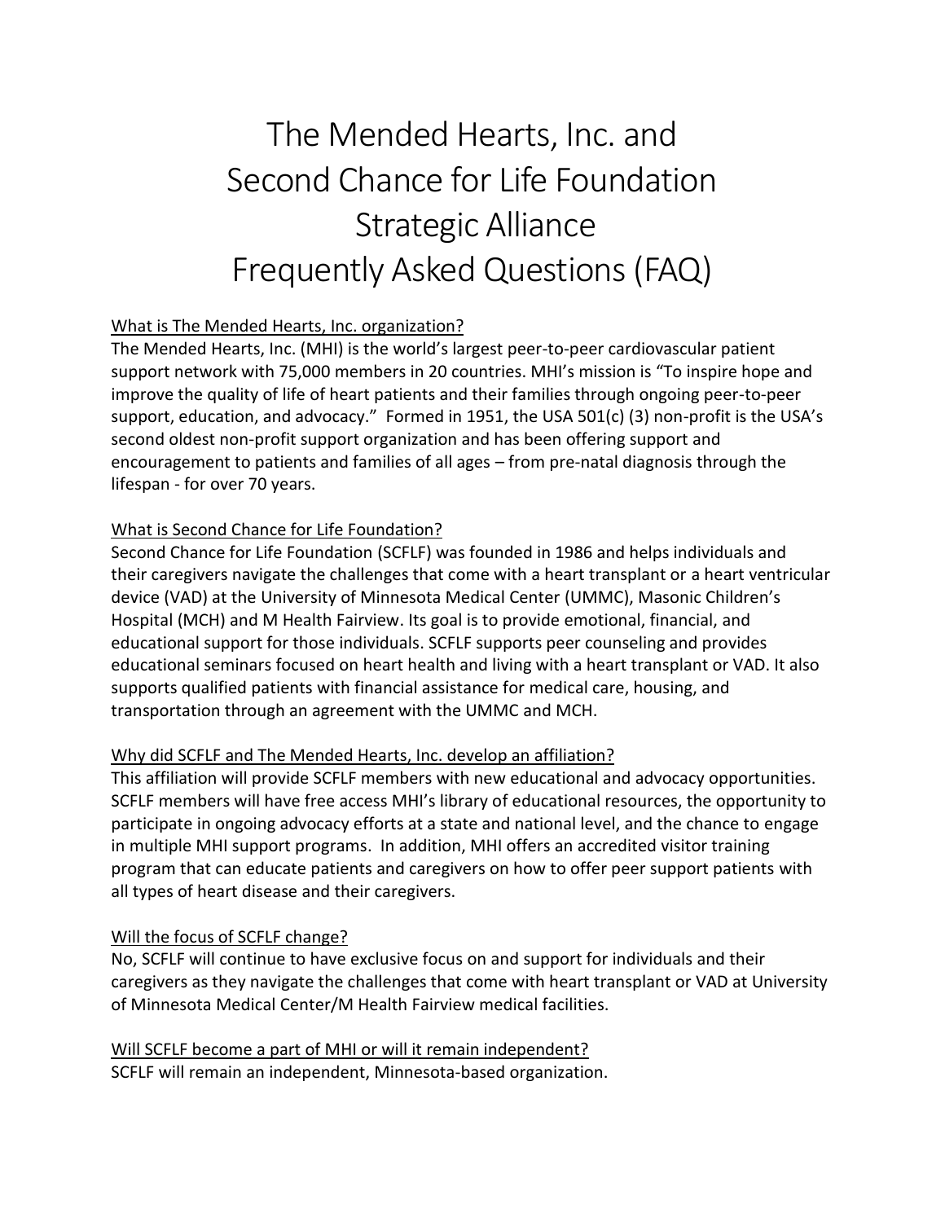# The Mended Hearts, Inc. and Second Chance for Life Foundation Strategic Alliance Frequently Asked Questions (FAQ)

<u>What is The Mended Hearts, Inc. organization?</u>

The Mended Hearts, Inc. (MHI) is the world's largest peer-to-peer cardiovascular patient support network with 75,000 members in 20 countries. MHI's mission is "To inspire hope and improve the quality of life of heart patients and their families through ongoing peer-to-peer support, education, and advocacy." Formed in 1951, the USA 501(c) (3) non-profit is the USA's second oldest non-profit support organization and has been offering support and encouragement to patients and families of all ages – from pre-natal diagnosis through the lifespan - for over 70 years.

<u>What is Second Chance for Life Foundation?</u>

Second Chance for Life Foundation (SCFLF) was founded in 1986 and helps individuals and their caregivers navigate the challenges that come with a heart transplant or a heart ventricular device (VAD) at the University of Minnesota Medical Center (UMMC), Masonic Children's Hospital (MCH) and M Health Fairview. Its goal is to provide emotional, financial, and educational support for those individuals. SCFLF supports peer counseling and provides educational seminars focused on heart health and living with a heart transplant or VAD. It also supports qualified patients with financial assistance for medical care, housing, and transportation through an agreement with the UMMC and MCH.

<u>Why did SCFLF and The Mended Hearts, Inc. develop an affiliation?</u>

This affiliation will provide SCFLF members with new educational and advocacy opportunities. SCFLF members will have free access MHI's library of educational resources, the opportunity to participate in ongoing advocacy efforts at a state and national level, and the chance to engage in multiple MHI support programs. In addition, MHI offers an accredited visitor training program that can educate patients and caregivers on how to offer peer support patients with all types of heart disease and their caregivers.

<u>Will the focus of SCFLF change?</u>

No, SCFLF will continue to have exclusive focus on and support for individuals and their caregivers as they navigate the challenges that come with heart transplant or VAD at University of Minnesota Medical Center/M Health Fairview medical facilities.

<u>Will SCFLF become a part of MHI or will it remain independent?</u>

SCFLF will remain an independent, Minnesota-based organization.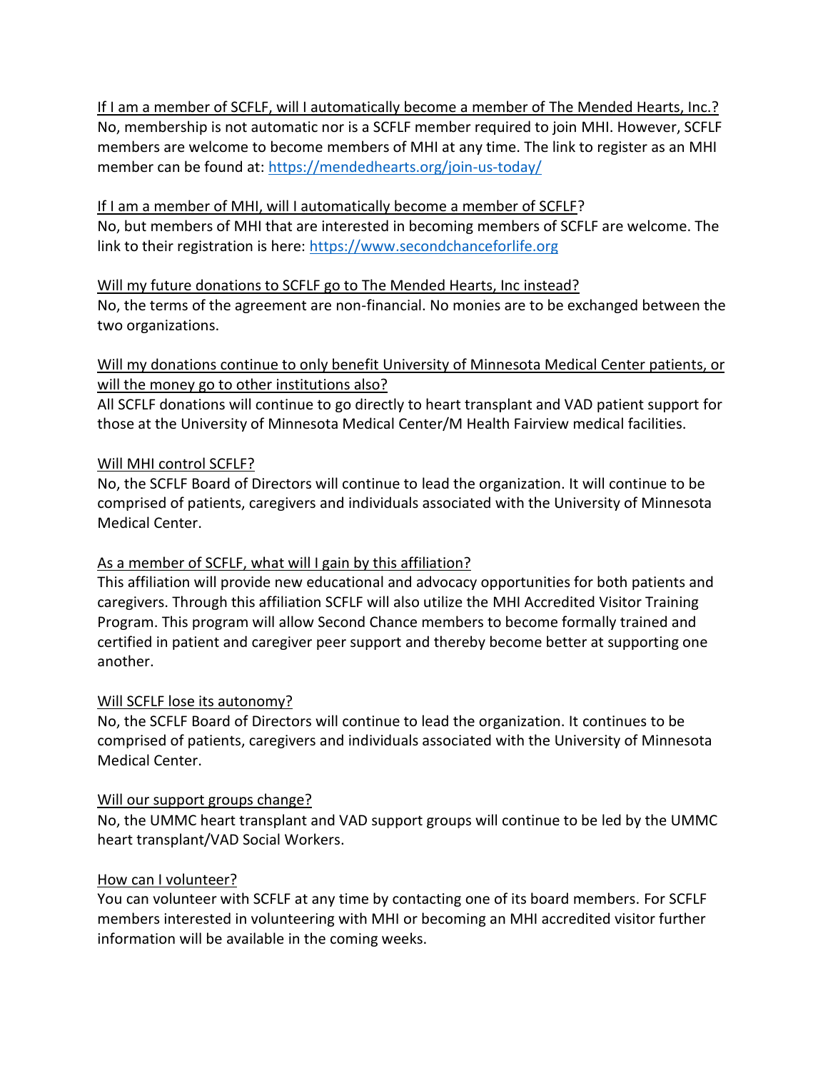If I am a member of SCFLF, will I automatically become a member of The Mended Hearts, Inc.?
No, membership is not automatic nor is a SCFLF member required to join MHI. However, SCFLF members are welcome to become members of MHI at any time. The link to register as an MHI member can be found at: https://mendedhearts.org/join-us-today/

If I am a member of MHI, will I automatically become a member of SCFLF?
No, but members of MHI that are interested in becoming members of SCFLF are welcome. The link to their registration is here: https://www.secondchanceforlife.org

Will my future donations to SCFLF go to The Mended Hearts, Inc instead?
No, the terms of the agreement are non-financial. No monies are to be exchanged between the two organizations.

Will my donations continue to only benefit University of Minnesota Medical Center patients, or will the money go to other institutions also?
All SCFLF donations will continue to go directly to heart transplant and VAD patient support for those at the University of Minnesota Medical Center/M Health Fairview medical facilities.

Will MHI control SCFLF?
No, the SCFLF Board of Directors will continue to lead the organization. It will continue to be comprised of patients, caregivers and individuals associated with the University of Minnesota Medical Center.

As a member of SCFLF, what will I gain by this affiliation?
This affiliation will provide new educational and advocacy opportunities for both patients and caregivers. Through this affiliation SCFLF will also utilize the MHI Accredited Visitor Training Program. This program will allow Second Chance members to become formally trained and certified in patient and caregiver peer support and thereby become better at supporting one another.

Will SCFLF lose its autonomy?
No, the SCFLF Board of Directors will continue to lead the organization. It continues to be comprised of patients, caregivers and individuals associated with the University of Minnesota Medical Center.

Will our support groups change?
No, the UMMC heart transplant and VAD support groups will continue to be led by the UMMC heart transplant/VAD Social Workers.

How can I volunteer?
You can volunteer with SCFLF at any time by contacting one of its board members. For SCFLF members interested in volunteering with MHI or becoming an MHI accredited visitor further information will be available in the coming weeks.